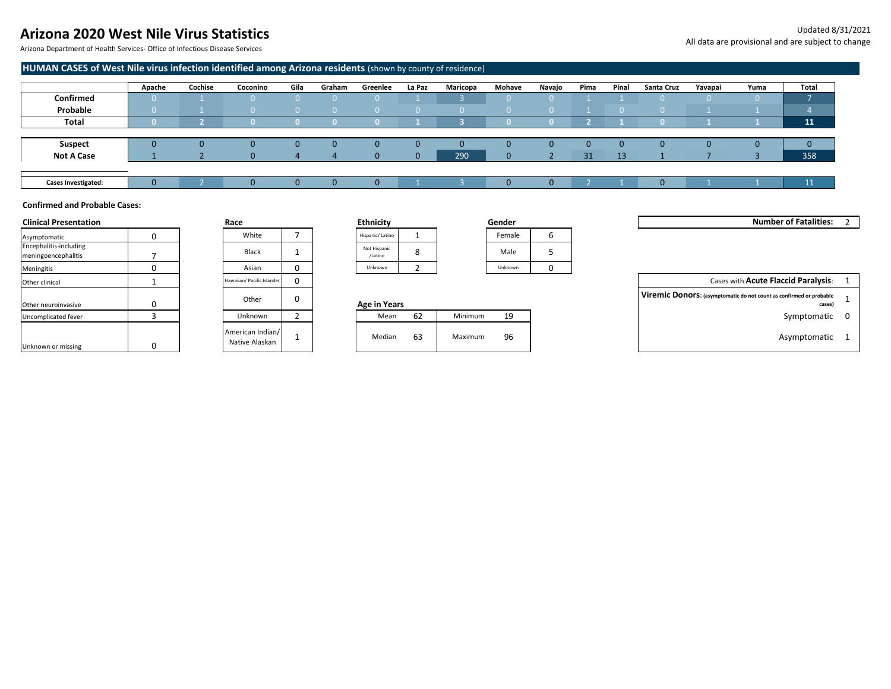# Arizona 2020 West Nile Virus Statistics

Arizona Department of Health Services- Office of Infectious Disease Services

Updated 8/31/2021
All data are provisional and are subject to change

## HUMAN CASES of West Nile virus infection identified among Arizona residents (shown by county of residence)

| | Apache | Cochise | Coconino | Gila | Graham | Greenlee | La Paz | Maricopa | Mohave | Navajo | Pima | Pinal | Santa Cruz | Yavapai | Yuma | Total |
|---|---|---|---|---|---|---|---|---|---|---|---|---|---|---|---|---|
| **Confirmed** | 0 | 1 | 0 | 0 | 0 | 0 | 1 | 3 | 0 | 0 | 1 | 1 | 0 | 0 | 0 | 7 |
| **Probable** | 0 | 1 | 0 | 0 | 0 | 0 | 0 | 0 | 0 | 0 | 1 | 0 | 0 | 1 | 1 | 4 |
| **Total** | **0** | **2** | **0** | **0** | **0** | **0** | **1** | **3** | **0** | **0** | **2** | **1** | **0** | **1** | **1** | **11** |
| **Suspect** | 0 | 0 | 0 | 0 | 0 | 0 | 0 | 0 | 0 | 0 | 0 | 0 | 0 | 0 | 0 | 0 |
| **Not A Case** | 1 | 2 | 0 | 4 | 4 | 0 | 0 | 290 | 0 | 2 | 31 | 13 | 1 | 7 | 3 | 358 |
| **Cases Investigated:** | 0 | 2 | 0 | 0 | 0 | 0 | 1 | 3 | 0 | 0 | 2 | 1 | 0 | 1 | 1 | 11 |

### Confirmed and Probable Cases:

**Clinical Presentation**

| Clinical Presentation | |
|---|---|
| Asymptomatic | 0 |
| Encephalitis-including meningoencephalitis | 7 |
| Meningitis | 0 |
| Other clinical | 1 |
| Other neuroinvasive | 0 |
| Uncomplicated fever | 3 |
| Unknown or missing | 0 |

**Race**

| Race | |
|---|---|
| White | 7 |
| Black | 1 |
| Asian | 0 |
| Hawaiian/ Pacific Islander | 0 |
| Other | 0 |
| Unknown | 2 |
| American Indian/ Native Alaskan | 1 |

**Ethnicity**

| Ethnicity | |
|---|---|
| Hispanic/ Latino | 1 |
| Not Hispanic /Latino | 8 |
| Unknown | 2 |

**Gender**

| Gender | |
|---|---|
| Female | 6 |
| Male | 5 |
| Unknown | 0 |

**Age in Years**

| | | | |
|---|---|---|---|
| Mean | 62 | Minimum | 19 |
| Median | 63 | Maximum | 96 |

| | |
|---|---|
| **Number of Fatalities:** | 2 |

| | |
|---|---|
| Cases with **Acute Flaccid Paralysis**: | 1 |
| **Viremic Donors:** (asymptomatic do not count as confirmed or probable cases) | 1 |
| Symptomatic | 0 |
| Asymptomatic | 1 |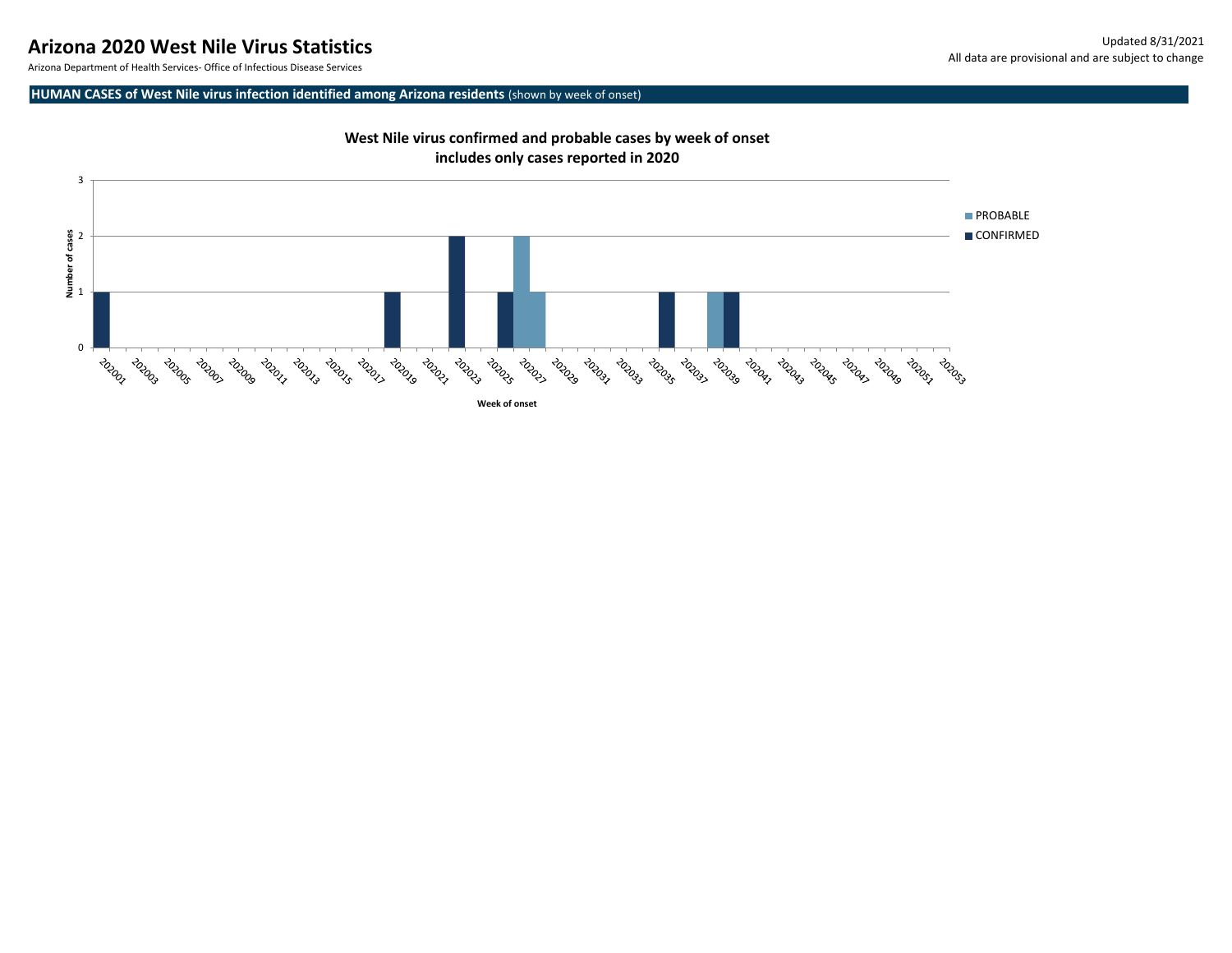# Arizona 2020 West Nile Virus Statistics

Arizona Department of Health Services- Office of Infectious Disease Services

Updated 8/31/2021

All data are provisional and are subject to change

**HUMAN CASES of West Nile virus infection identified among Arizona residents** (shown by week of onset)

**West Nile virus confirmed and probable cases by week of onset**
**includes only cases reported in 2020**

Number of cases

3
2
1
0

202001 202003 202005 202007 202009 202011 202013 202015 202017 202019 202021 202023 202025 202027 202029 202031 202033 202035 202037 202039 202041 202043 202045 202047 202049 202051 202053

Week of onset

PROBABLE
CONFIRMED